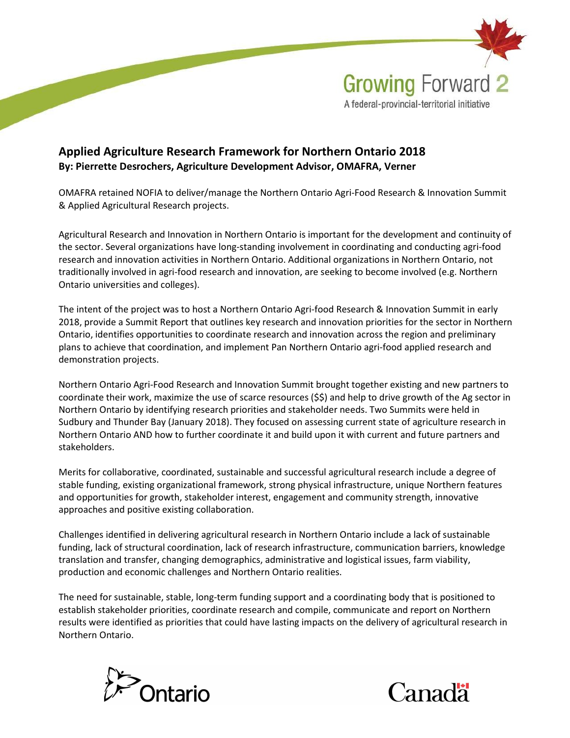Growing Forward 2

A federal-provincial-territorial initiative

## Applied Agriculture Research Framework for Northern Ontario 2018

**By: Pierrette Desrochers, Agriculture Development Advisor, OMAFRA, Verner**

OMAFRA retained NOFIA to deliver/manage the Northern Ontario Agri-Food Research & Innovation Summit & Applied Agricultural Research projects.

Agricultural Research and Innovation in Northern Ontario is important for the development and continuity of the sector. Several organizations have long-standing involvement in coordinating and conducting agri-food research and innovation activities in Northern Ontario. Additional organizations in Northern Ontario, not traditionally involved in agri-food research and innovation, are seeking to become involved (e.g. Northern Ontario universities and colleges).

The intent of the project was to host a Northern Ontario Agri-food Research & Innovation Summit in early 2018, provide a Summit Report that outlines key research and innovation priorities for the sector in Northern Ontario, identifies opportunities to coordinate research and innovation across the region and preliminary plans to achieve that coordination, and implement Pan Northern Ontario agri-food applied research and demonstration projects.

Northern Ontario Agri-Food Research and Innovation Summit brought together existing and new partners to coordinate their work, maximize the use of scarce resources ($$) and help to drive growth of the Ag sector in Northern Ontario by identifying research priorities and stakeholder needs. Two Summits were held in Sudbury and Thunder Bay (January 2018). They focused on assessing current state of agriculture research in Northern Ontario AND how to further coordinate it and build upon it with current and future partners and stakeholders.

Merits for collaborative, coordinated, sustainable and successful agricultural research include a degree of stable funding, existing organizational framework, strong physical infrastructure, unique Northern features and opportunities for growth, stakeholder interest, engagement and community strength, innovative approaches and positive existing collaboration.

Challenges identified in delivering agricultural research in Northern Ontario include a lack of sustainable funding, lack of structural coordination, lack of research infrastructure, communication barriers, knowledge translation and transfer, changing demographics, administrative and logistical issues, farm viability, production and economic challenges and Northern Ontario realities.

The need for sustainable, stable, long-term funding support and a coordinating body that is positioned to establish stakeholder priorities, coordinate research and compile, communicate and report on Northern results were identified as priorities that could have lasting impacts on the delivery of agricultural research in Northern Ontario.

Ontario Canada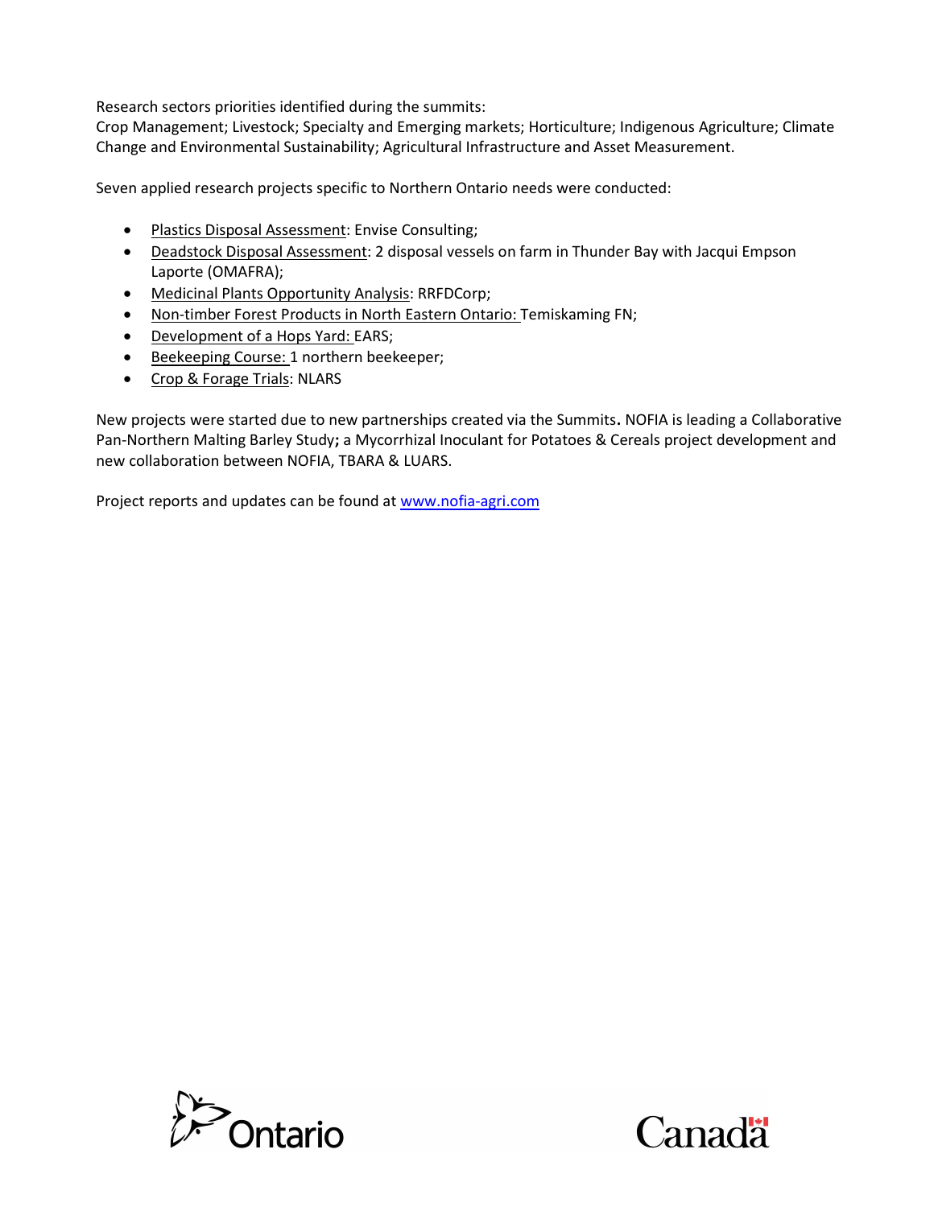Research sectors priorities identified during the summits:
Crop Management; Livestock; Specialty and Emerging markets; Horticulture; Indigenous Agriculture; Climate Change and Environmental Sustainability; Agricultural Infrastructure and Asset Measurement.

Seven applied research projects specific to Northern Ontario needs were conducted:

- Plastics Disposal Assessment: Envise Consulting;
- Deadstock Disposal Assessment: 2 disposal vessels on farm in Thunder Bay with Jacqui Empson Laporte (OMAFRA);
- Medicinal Plants Opportunity Analysis: RRFDCorp;
- Non-timber Forest Products in North Eastern Ontario: Temiskaming FN;
- Development of a Hops Yard: EARS;
- Beekeeping Course: 1 northern beekeeper;
- Crop & Forage Trials: NLARS

New projects were started due to new partnerships created via the Summits**.** NOFIA is leading a Collaborative Pan-Northern Malting Barley Study**;** a Mycorrhizal Inoculant for Potatoes & Cereals project development and new collaboration between NOFIA, TBARA & LUARS.

Project reports and updates can be found at www.nofia-agri.com

Ontario

Canada